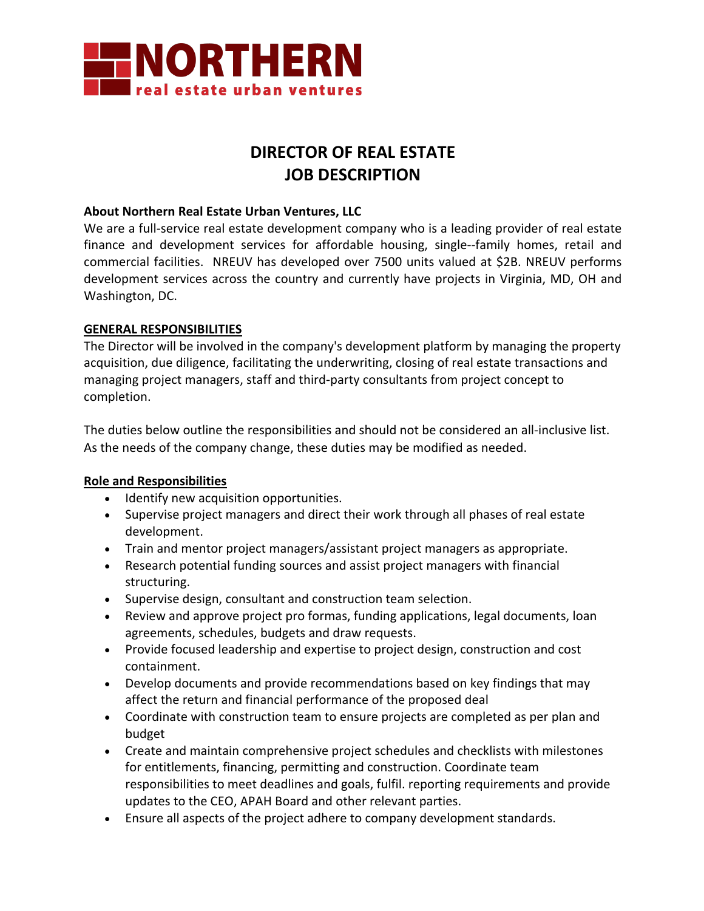# NORTHERN
real estate urban ventures

## DIRECTOR OF REAL ESTATE
## JOB DESCRIPTION

**About Northern Real Estate Urban Ventures, LLC**

We are a full-service real estate development company who is a leading provider of real estate finance and development services for affordable housing, single--family homes, retail and commercial facilities. NREUV has developed over 7500 units valued at $2B. NREUV performs development services across the country and currently have projects in Virginia, MD, OH and Washington, DC.

**GENERAL RESPONSIBILITIES**

The Director will be involved in the company's development platform by managing the property acquisition, due diligence, facilitating the underwriting, closing of real estate transactions and managing project managers, staff and third-party consultants from project concept to completion.

The duties below outline the responsibilities and should not be considered an all-inclusive list. As the needs of the company change, these duties may be modified as needed.

**Role and Responsibilities**

- Identify new acquisition opportunities.
- Supervise project managers and direct their work through all phases of real estate development.
- Train and mentor project managers/assistant project managers as appropriate.
- Research potential funding sources and assist project managers with financial structuring.
- Supervise design, consultant and construction team selection.
- Review and approve project pro formas, funding applications, legal documents, loan agreements, schedules, budgets and draw requests.
- Provide focused leadership and expertise to project design, construction and cost containment.
- Develop documents and provide recommendations based on key findings that may affect the return and financial performance of the proposed deal
- Coordinate with construction team to ensure projects are completed as per plan and budget
- Create and maintain comprehensive project schedules and checklists with milestones for entitlements, financing, permitting and construction. Coordinate team responsibilities to meet deadlines and goals, fulfil. reporting requirements and provide updates to the CEO, APAH Board and other relevant parties.
- Ensure all aspects of the project adhere to company development standards.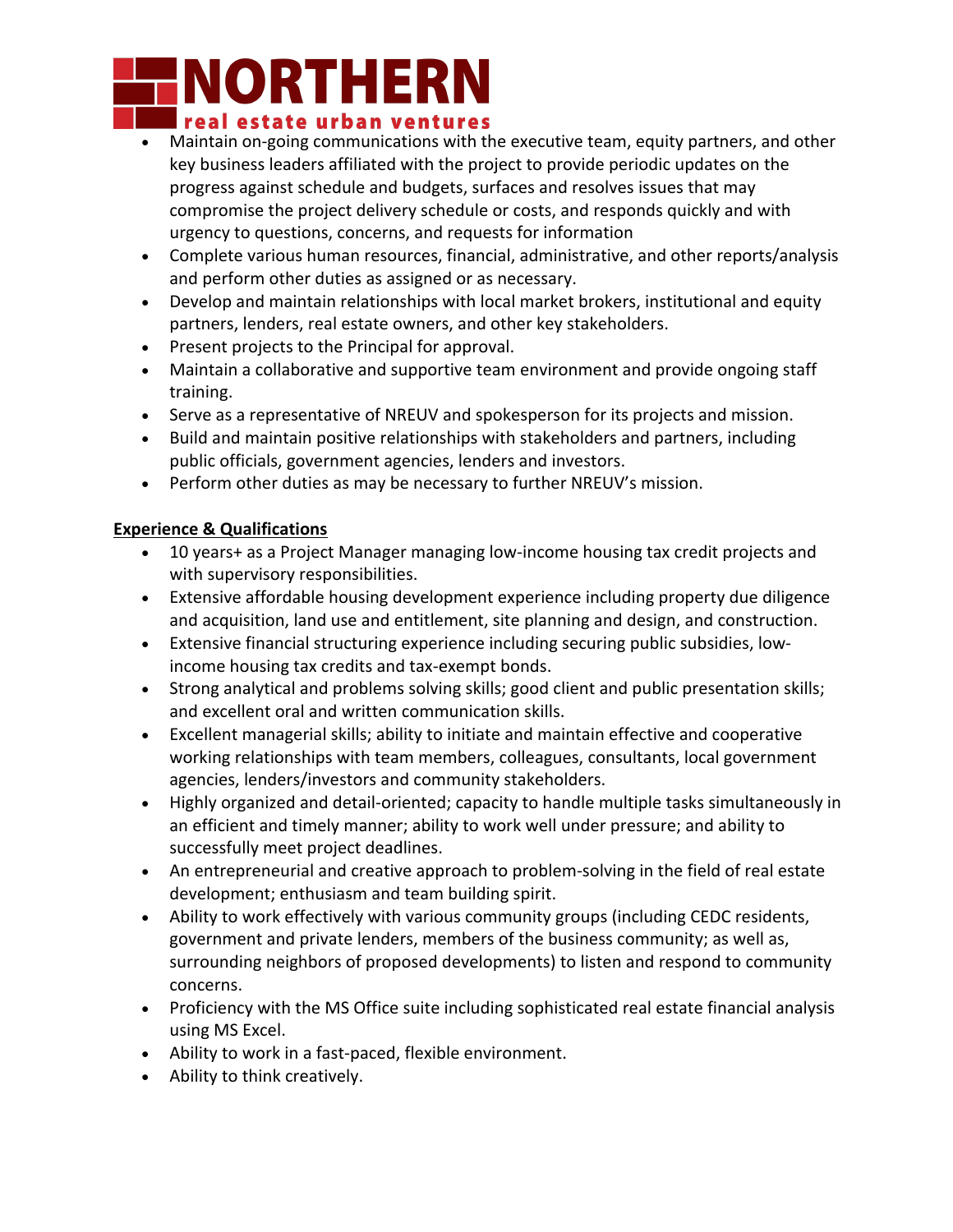- Maintain on-going communications with the executive team, equity partners, and other key business leaders affiliated with the project to provide periodic updates on the progress against schedule and budgets, surfaces and resolves issues that may compromise the project delivery schedule or costs, and responds quickly and with urgency to questions, concerns, and requests for information
- Complete various human resources, financial, administrative, and other reports/analysis and perform other duties as assigned or as necessary.
- Develop and maintain relationships with local market brokers, institutional and equity partners, lenders, real estate owners, and other key stakeholders.
- Present projects to the Principal for approval.
- Maintain a collaborative and supportive team environment and provide ongoing staff training.
- Serve as a representative of NREUV and spokesperson for its projects and mission.
- Build and maintain positive relationships with stakeholders and partners, including public officials, government agencies, lenders and investors.
- Perform other duties as may be necessary to further NREUV's mission.

## Experience & Qualifications

- 10 years+ as a Project Manager managing low-income housing tax credit projects and with supervisory responsibilities.
- Extensive affordable housing development experience including property due diligence and acquisition, land use and entitlement, site planning and design, and construction.
- Extensive financial structuring experience including securing public subsidies, low-income housing tax credits and tax-exempt bonds.
- Strong analytical and problems solving skills; good client and public presentation skills; and excellent oral and written communication skills.
- Excellent managerial skills; ability to initiate and maintain effective and cooperative working relationships with team members, colleagues, consultants, local government agencies, lenders/investors and community stakeholders.
- Highly organized and detail-oriented; capacity to handle multiple tasks simultaneously in an efficient and timely manner; ability to work well under pressure; and ability to successfully meet project deadlines.
- An entrepreneurial and creative approach to problem-solving in the field of real estate development; enthusiasm and team building spirit.
- Ability to work effectively with various community groups (including CEDC residents, government and private lenders, members of the business community; as well as, surrounding neighbors of proposed developments) to listen and respond to community concerns.
- Proficiency with the MS Office suite including sophisticated real estate financial analysis using MS Excel.
- Ability to work in a fast-paced, flexible environment.
- Ability to think creatively.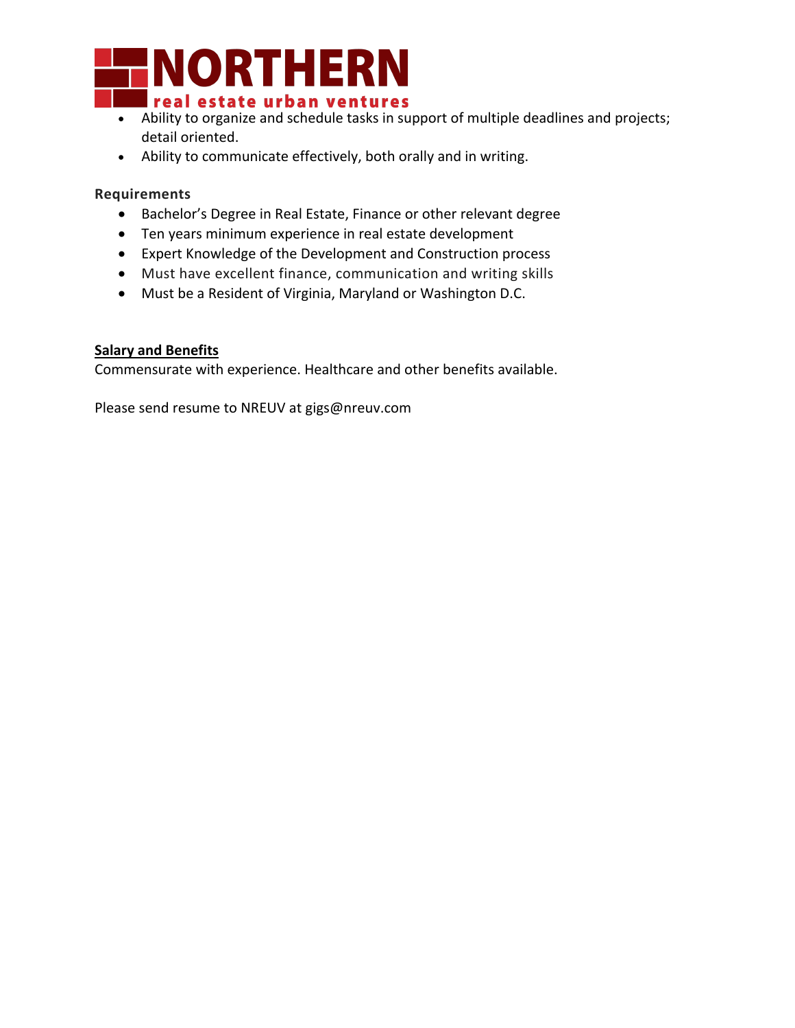- Ability to organize and schedule tasks in support of multiple deadlines and projects; detail oriented.
- Ability to communicate effectively, both orally and in writing.

**Requirements**

- Bachelor's Degree in Real Estate, Finance or other relevant degree
- Ten years minimum experience in real estate development
- Expert Knowledge of the Development and Construction process
- Must have excellent finance, communication and writing skills
- Must be a Resident of Virginia, Maryland or Washington D.C.

**Salary and Benefits**

Commensurate with experience. Healthcare and other benefits available.

Please send resume to NREUV at gigs@nreuv.com